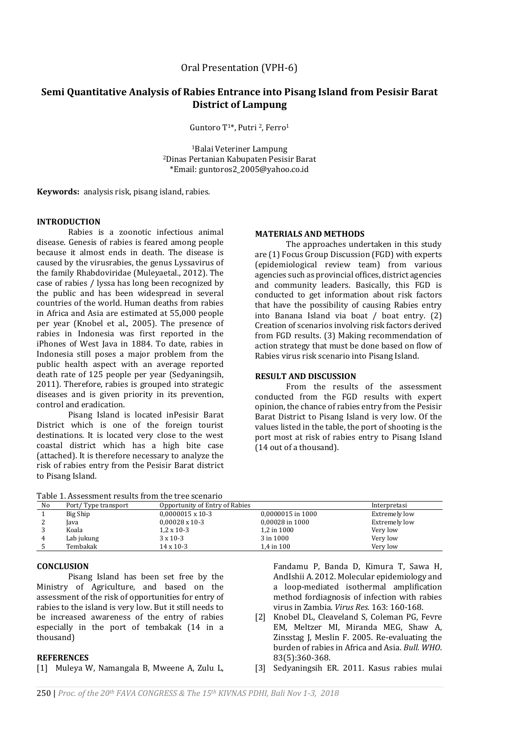Oral Presentation (VPH-6)

# Semi Quantitative Analysis of Rabies Entrance into Pisang Island from Pesisir Barat District of Lampung

Guntoro T[1]*, Putri [2], Ferro[1]

[1]Balai Veteriner Lampung
[2]Dinas Pertanian Kabupaten Pesisir Barat
*Email: guntoros2_2005@yahoo.co.id

**Keywords:** analysis risk, pisang island, rabies.

## INTRODUCTION

Rabies is a zoonotic infectious animal disease. Genesis of rabies is feared among people because it almost ends in death. The disease is caused by the virusrabies, the genus Lyssavirus of the family Rhabdoviridae (Muleyaetal., 2012). The case of rabies / lyssa has long been recognized by the public and has been widespread in several countries of the world. Human deaths from rabies in Africa and Asia are estimated at 55,000 people per year (Knobel et al., 2005). The presence of rabies in Indonesia was first reported in the iPhones of West Java in 1884. To date, rabies in Indonesia still poses a major problem from the public health aspect with an average reported death rate of 125 people per year (Sedyaningsih, 2011). Therefore, rabies is grouped into strategic diseases and is given priority in its prevention, control and eradication.

Pisang Island is located inPesisir Barat District which is one of the foreign tourist destinations. It is located very close to the west coastal district which has a high bite case (attached). It is therefore necessary to analyze the risk of rabies entry from the Pesisir Barat district to Pisang Island.

## MATERIALS AND METHODS

The approaches undertaken in this study are (1) Focus Group Discussion (FGD) with experts (epidemiological review team) from various agencies such as provincial offices, district agencies and community leaders. Basically, this FGD is conducted to get information about risk factors that have the possibility of causing Rabies entry into Banana Island via boat / boat entry. (2) Creation of scenarios involving risk factors derived from FGD results. (3) Making recommendation of action strategy that must be done based on flow of Rabies virus risk scenario into Pisang Island.

## RESULT AND DISCUSSION

From the results of the assessment conducted from the FGD results with expert opinion, the chance of rabies entry from the Pesisir Barat District to Pisang Island is very low. Of the values listed in the table, the port of shooting is the port most at risk of rabies entry to Pisang Island (14 out of a thousand).

Table 1. Assessment results from the tree scenario

| No | Port/ Type transport | Opportunity of Entry of Rabies | | Interpretasi |
|---|---|---|---|---|
| 1 | Big Ship | 0,0000015 x 10-3 | 0,0000015 in 1000 | Extremely low |
| 2 | Java | 0,00028 x 10-3 | 0,00028 in 1000 | Extremely low |
| 3 | Koala | 1,2 x 10-3 | 1,2 in 1000 | Very low |
| 4 | Lab jukung | 3 x 10-3 | 3 in 1000 | Very low |
| 5 | Tembakak | 14 x 10-3 | 1,4 in 100 | Very low |

## CONCLUSION

Pisang Island has been set free by the Ministry of Agriculture, and based on the assessment of the risk of opportunities for entry of rabies to the island is very low. But it still needs to be increased awareness of the entry of rabies especially in the port of tembakak (14 in a thousand)

## REFERENCES

[1] Muleya W, Namangala B, Mweene A, Zulu L, Fandamu P, Banda D, Kimura T, Sawa H, AndIshii A. 2012. Molecular epidemiology and a loop-mediated isothermal amplification method fordiagnosis of infection with rabies virus in Zambia. *Virus Res*. 163: 160-168.

[2] Knobel DL, Cleaveland S, Coleman PG, Fevre EM, Meltzer MI, Miranda MEG, Shaw A, Zinsstag J, Meslin F. 2005. Re-evaluating the burden of rabies in Africa and Asia. *Bull. WHO*. 83(5):360-368.

[3] Sedyaningsih ER. 2011. Kasus rabies mulai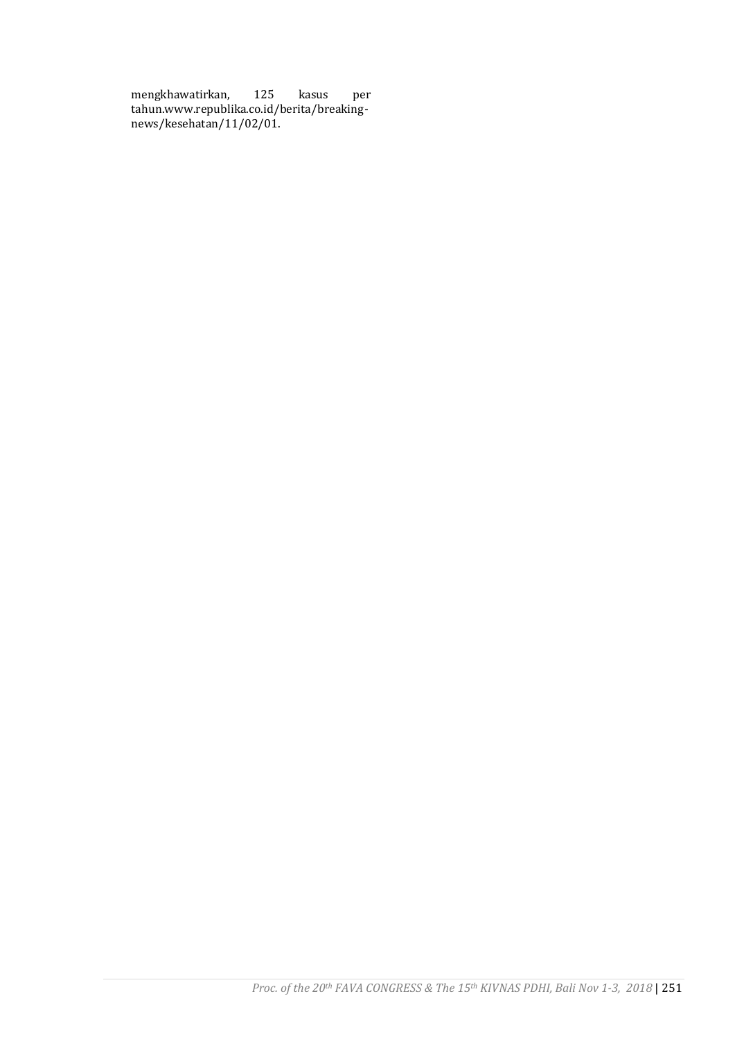mengkhawatirkan, 125 kasus per tahun.www.republika.co.id/berita/breaking-news/kesehatan/11/02/01.